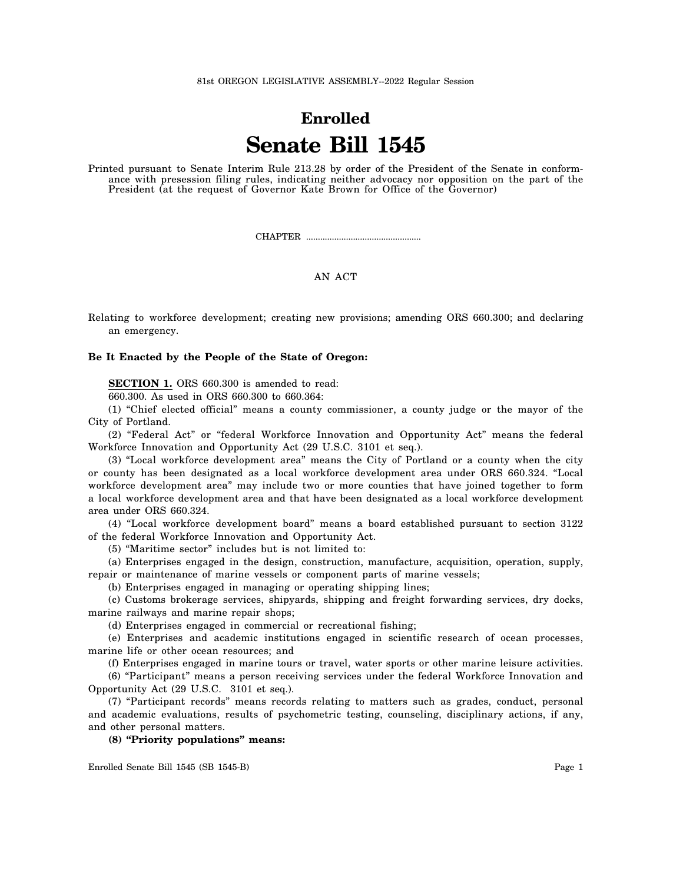81st OREGON LEGISLATIVE ASSEMBLY--2022 Regular Session

# Enrolled

# Senate Bill 1545

Printed pursuant to Senate Interim Rule 213.28 by order of the President of the Senate in conformance with presession filing rules, indicating neither advocacy nor opposition on the part of the President (at the request of Governor Kate Brown for Office of the Governor)

CHAPTER .................................................

AN ACT

Relating to workforce development; creating new provisions; amending ORS 660.300; and declaring an emergency.

**Be It Enacted by the People of the State of Oregon:**

**SECTION 1.** ORS 660.300 is amended to read:

660.300. As used in ORS 660.300 to 660.364:

(1) "Chief elected official" means a county commissioner, a county judge or the mayor of the City of Portland.

(2) "Federal Act" or "federal Workforce Innovation and Opportunity Act" means the federal Workforce Innovation and Opportunity Act (29 U.S.C. 3101 et seq.).

(3) "Local workforce development area" means the City of Portland or a county when the city or county has been designated as a local workforce development area under ORS 660.324. "Local workforce development area" may include two or more counties that have joined together to form a local workforce development area and that have been designated as a local workforce development area under ORS 660.324.

(4) "Local workforce development board" means a board established pursuant to section 3122 of the federal Workforce Innovation and Opportunity Act.

(5) "Maritime sector" includes but is not limited to:

(a) Enterprises engaged in the design, construction, manufacture, acquisition, operation, supply, repair or maintenance of marine vessels or component parts of marine vessels;

(b) Enterprises engaged in managing or operating shipping lines;

(c) Customs brokerage services, shipyards, shipping and freight forwarding services, dry docks, marine railways and marine repair shops;

(d) Enterprises engaged in commercial or recreational fishing;

(e) Enterprises and academic institutions engaged in scientific research of ocean processes, marine life or other ocean resources; and

(f) Enterprises engaged in marine tours or travel, water sports or other marine leisure activities.

(6) "Participant" means a person receiving services under the federal Workforce Innovation and Opportunity Act (29 U.S.C. 3101 et seq.).

(7) "Participant records" means records relating to matters such as grades, conduct, personal and academic evaluations, results of psychometric testing, counseling, disciplinary actions, if any, and other personal matters.

**(8) "Priority populations" means:**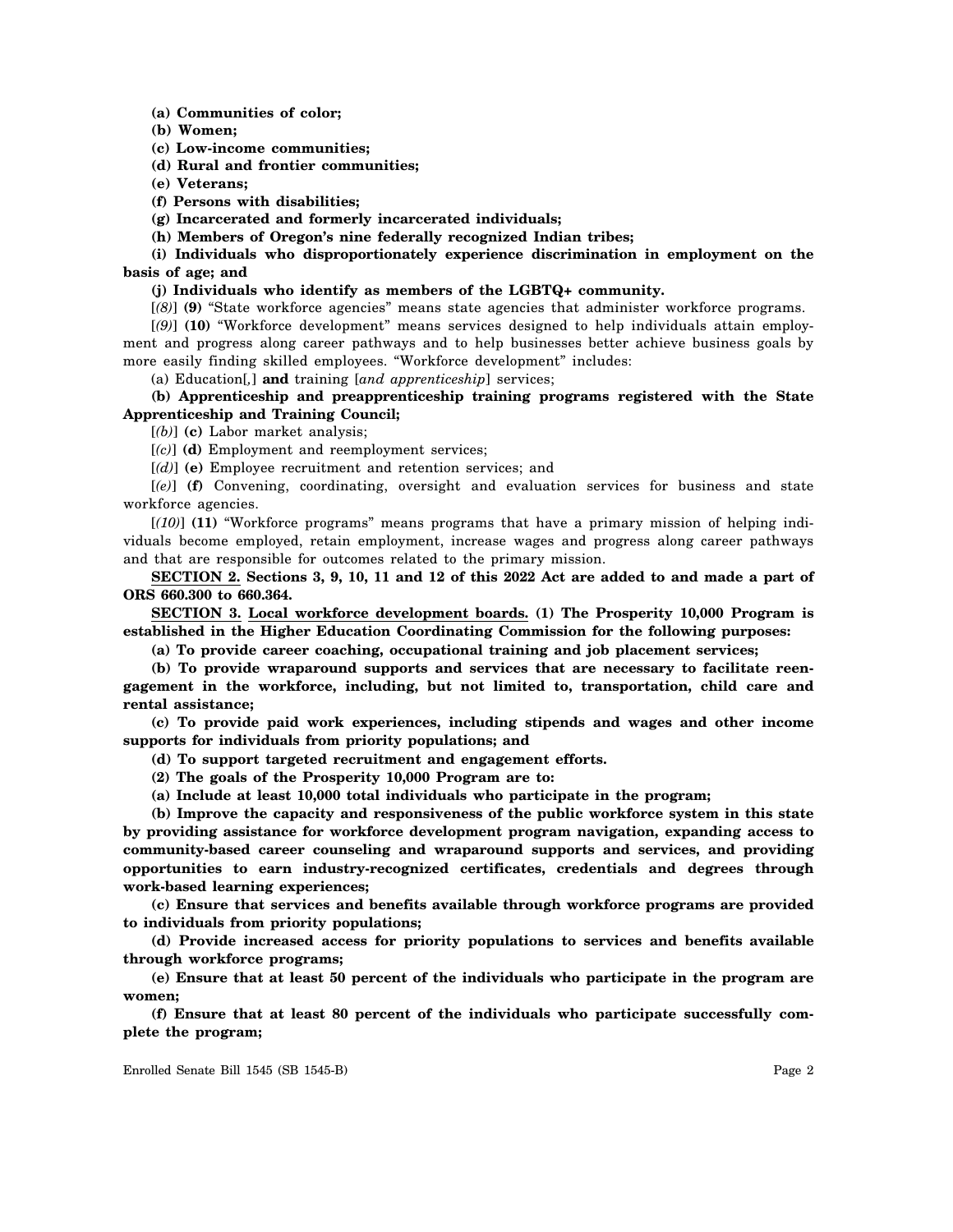**(a) Communities of color;**

**(b) Women;**

**(c) Low-income communities;**

**(d) Rural and frontier communities;**

**(e) Veterans;**

**(f) Persons with disabilities;**

**(g) Incarcerated and formerly incarcerated individuals;**

**(h) Members of Oregon's nine federally recognized Indian tribes;**

**(i) Individuals who disproportionately experience discrimination in employment on the basis of age; and**

**(j) Individuals who identify as members of the LGBTQ+ community.**

[*(8)*] **(9)** "State workforce agencies" means state agencies that administer workforce programs.

[*(9)*] **(10)** "Workforce development" means services designed to help individuals attain employment and progress along career pathways and to help businesses better achieve business goals by more easily finding skilled employees. "Workforce development" includes:

(a) Education[*,*] **and** training [*and apprenticeship*] services;

**(b) Apprenticeship and preapprenticeship training programs registered with the State Apprenticeship and Training Council;**

[*(b)*] **(c)** Labor market analysis;

[*(c)*] **(d)** Employment and reemployment services;

[*(d)*] **(e)** Employee recruitment and retention services; and

[*(e)*] **(f)** Convening, coordinating, oversight and evaluation services for business and state workforce agencies.

[*(10)*] **(11)** "Workforce programs" means programs that have a primary mission of helping individuals become employed, retain employment, increase wages and progress along career pathways and that are responsible for outcomes related to the primary mission.

**SECTION 2. Sections 3, 9, 10, 11 and 12 of this 2022 Act are added to and made a part of ORS 660.300 to 660.364.**

**SECTION 3. Local workforce development boards. (1) The Prosperity 10,000 Program is established in the Higher Education Coordinating Commission for the following purposes:**

**(a) To provide career coaching, occupational training and job placement services;**

**(b) To provide wraparound supports and services that are necessary to facilitate reengagement in the workforce, including, but not limited to, transportation, child care and rental assistance;**

**(c) To provide paid work experiences, including stipends and wages and other income supports for individuals from priority populations; and**

**(d) To support targeted recruitment and engagement efforts.**

**(2) The goals of the Prosperity 10,000 Program are to:**

**(a) Include at least 10,000 total individuals who participate in the program;**

**(b) Improve the capacity and responsiveness of the public workforce system in this state by providing assistance for workforce development program navigation, expanding access to community-based career counseling and wraparound supports and services, and providing opportunities to earn industry-recognized certificates, credentials and degrees through work-based learning experiences;**

**(c) Ensure that services and benefits available through workforce programs are provided to individuals from priority populations;**

**(d) Provide increased access for priority populations to services and benefits available through workforce programs;**

**(e) Ensure that at least 50 percent of the individuals who participate in the program are women;**

**(f) Ensure that at least 80 percent of the individuals who participate successfully complete the program;**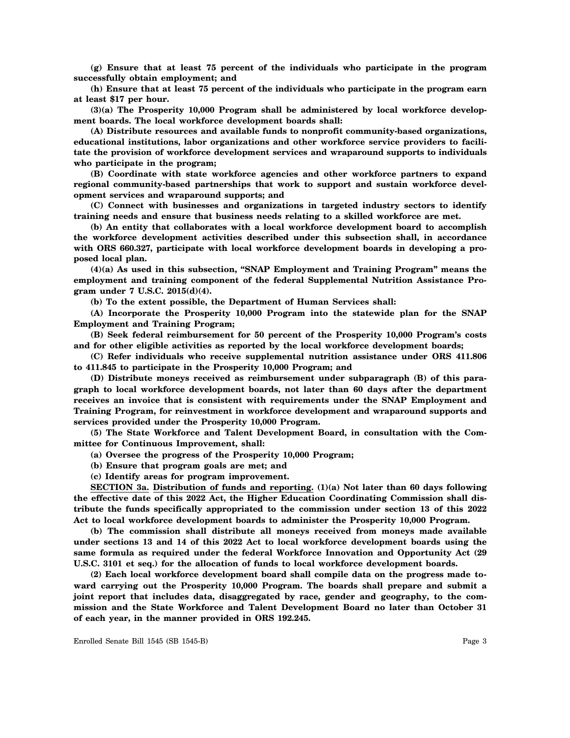**(g) Ensure that at least 75 percent of the individuals who participate in the program successfully obtain employment; and**

**(h) Ensure that at least 75 percent of the individuals who participate in the program earn at least $17 per hour.**

**(3)(a) The Prosperity 10,000 Program shall be administered by local workforce development boards. The local workforce development boards shall:**

**(A) Distribute resources and available funds to nonprofit community-based organizations, educational institutions, labor organizations and other workforce service providers to facilitate the provision of workforce development services and wraparound supports to individuals who participate in the program;**

**(B) Coordinate with state workforce agencies and other workforce partners to expand regional community-based partnerships that work to support and sustain workforce development services and wraparound supports; and**

**(C) Connect with businesses and organizations in targeted industry sectors to identify training needs and ensure that business needs relating to a skilled workforce are met.**

**(b) An entity that collaborates with a local workforce development board to accomplish the workforce development activities described under this subsection shall, in accordance with ORS 660.327, participate with local workforce development boards in developing a proposed local plan.**

**(4)(a) As used in this subsection, "SNAP Employment and Training Program" means the employment and training component of the federal Supplemental Nutrition Assistance Program under 7 U.S.C. 2015(d)(4).**

**(b) To the extent possible, the Department of Human Services shall:**

**(A) Incorporate the Prosperity 10,000 Program into the statewide plan for the SNAP Employment and Training Program;**

**(B) Seek federal reimbursement for 50 percent of the Prosperity 10,000 Program's costs and for other eligible activities as reported by the local workforce development boards;**

**(C) Refer individuals who receive supplemental nutrition assistance under ORS 411.806 to 411.845 to participate in the Prosperity 10,000 Program; and**

**(D) Distribute moneys received as reimbursement under subparagraph (B) of this paragraph to local workforce development boards, not later than 60 days after the department receives an invoice that is consistent with requirements under the SNAP Employment and Training Program, for reinvestment in workforce development and wraparound supports and services provided under the Prosperity 10,000 Program.**

**(5) The State Workforce and Talent Development Board, in consultation with the Committee for Continuous Improvement, shall:**

**(a) Oversee the progress of the Prosperity 10,000 Program;**

**(b) Ensure that program goals are met; and**

**(c) Identify areas for program improvement.**

**SECTION 3a. Distribution of funds and reporting. (1)(a) Not later than 60 days following the effective date of this 2022 Act, the Higher Education Coordinating Commission shall distribute the funds specifically appropriated to the commission under section 13 of this 2022 Act to local workforce development boards to administer the Prosperity 10,000 Program.**

**(b) The commission shall distribute all moneys received from moneys made available under sections 13 and 14 of this 2022 Act to local workforce development boards using the same formula as required under the federal Workforce Innovation and Opportunity Act (29 U.S.C. 3101 et seq.) for the allocation of funds to local workforce development boards.**

**(2) Each local workforce development board shall compile data on the progress made toward carrying out the Prosperity 10,000 Program. The boards shall prepare and submit a joint report that includes data, disaggregated by race, gender and geography, to the commission and the State Workforce and Talent Development Board no later than October 31 of each year, in the manner provided in ORS 192.245.**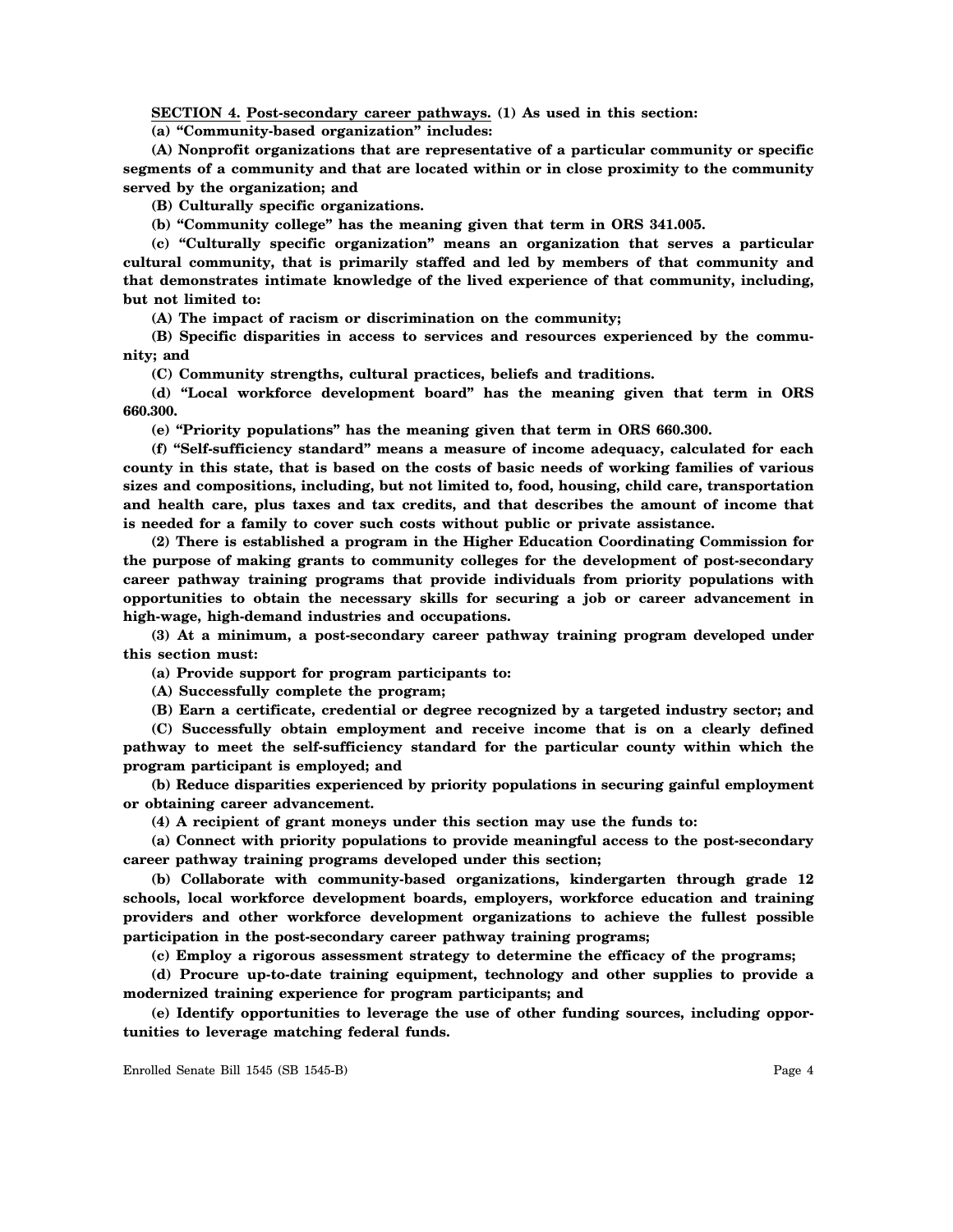**SECTION 4. Post-secondary career pathways. (1) As used in this section:**

**(a) "Community-based organization" includes:**

**(A) Nonprofit organizations that are representative of a particular community or specific segments of a community and that are located within or in close proximity to the community served by the organization; and**

**(B) Culturally specific organizations.**

**(b) "Community college" has the meaning given that term in ORS 341.005.**

**(c) "Culturally specific organization" means an organization that serves a particular cultural community, that is primarily staffed and led by members of that community and that demonstrates intimate knowledge of the lived experience of that community, including, but not limited to:**

**(A) The impact of racism or discrimination on the community;**

**(B) Specific disparities in access to services and resources experienced by the community; and**

**(C) Community strengths, cultural practices, beliefs and traditions.**

**(d) "Local workforce development board" has the meaning given that term in ORS 660.300.**

**(e) "Priority populations" has the meaning given that term in ORS 660.300.**

**(f) "Self-sufficiency standard" means a measure of income adequacy, calculated for each county in this state, that is based on the costs of basic needs of working families of various sizes and compositions, including, but not limited to, food, housing, child care, transportation and health care, plus taxes and tax credits, and that describes the amount of income that is needed for a family to cover such costs without public or private assistance.**

**(2) There is established a program in the Higher Education Coordinating Commission for the purpose of making grants to community colleges for the development of post-secondary career pathway training programs that provide individuals from priority populations with opportunities to obtain the necessary skills for securing a job or career advancement in high-wage, high-demand industries and occupations.**

**(3) At a minimum, a post-secondary career pathway training program developed under this section must:**

**(a) Provide support for program participants to:**

**(A) Successfully complete the program;**

**(B) Earn a certificate, credential or degree recognized by a targeted industry sector; and**

**(C) Successfully obtain employment and receive income that is on a clearly defined pathway to meet the self-sufficiency standard for the particular county within which the program participant is employed; and**

**(b) Reduce disparities experienced by priority populations in securing gainful employment or obtaining career advancement.**

**(4) A recipient of grant moneys under this section may use the funds to:**

**(a) Connect with priority populations to provide meaningful access to the post-secondary career pathway training programs developed under this section;**

**(b) Collaborate with community-based organizations, kindergarten through grade 12 schools, local workforce development boards, employers, workforce education and training providers and other workforce development organizations to achieve the fullest possible participation in the post-secondary career pathway training programs;**

**(c) Employ a rigorous assessment strategy to determine the efficacy of the programs;**

**(d) Procure up-to-date training equipment, technology and other supplies to provide a modernized training experience for program participants; and**

**(e) Identify opportunities to leverage the use of other funding sources, including opportunities to leverage matching federal funds.**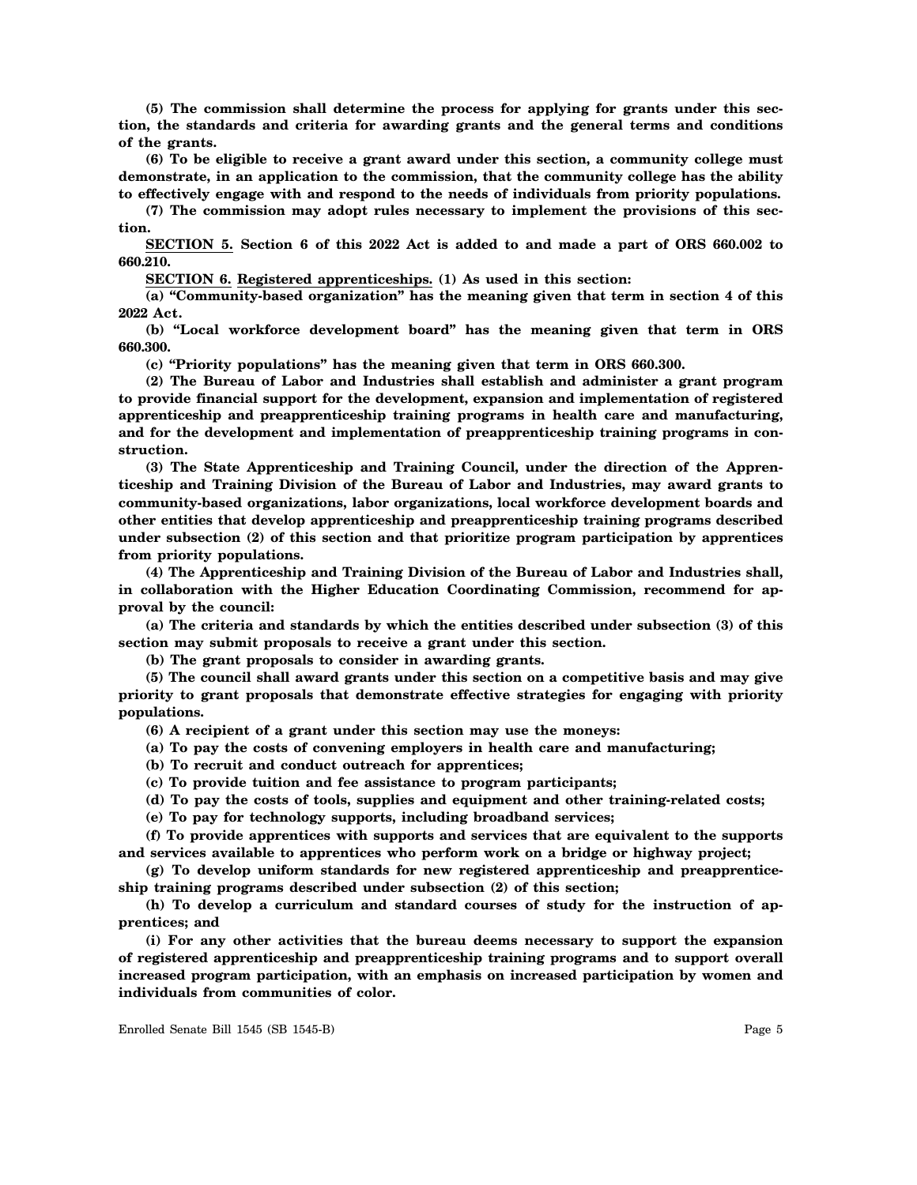**(5) The commission shall determine the process for applying for grants under this section, the standards and criteria for awarding grants and the general terms and conditions of the grants.**

**(6) To be eligible to receive a grant award under this section, a community college must demonstrate, in an application to the commission, that the community college has the ability to effectively engage with and respond to the needs of individuals from priority populations.**

**(7) The commission may adopt rules necessary to implement the provisions of this section.**

**SECTION 5. Section 6 of this 2022 Act is added to and made a part of ORS 660.002 to 660.210.**

**SECTION 6. Registered apprenticeships. (1) As used in this section:**

**(a) "Community-based organization" has the meaning given that term in section 4 of this 2022 Act.**

**(b) "Local workforce development board" has the meaning given that term in ORS 660.300.**

**(c) "Priority populations" has the meaning given that term in ORS 660.300.**

**(2) The Bureau of Labor and Industries shall establish and administer a grant program to provide financial support for the development, expansion and implementation of registered apprenticeship and preapprenticeship training programs in health care and manufacturing, and for the development and implementation of preapprenticeship training programs in construction.**

**(3) The State Apprenticeship and Training Council, under the direction of the Apprenticeship and Training Division of the Bureau of Labor and Industries, may award grants to community-based organizations, labor organizations, local workforce development boards and other entities that develop apprenticeship and preapprenticeship training programs described under subsection (2) of this section and that prioritize program participation by apprentices from priority populations.**

**(4) The Apprenticeship and Training Division of the Bureau of Labor and Industries shall, in collaboration with the Higher Education Coordinating Commission, recommend for approval by the council:**

**(a) The criteria and standards by which the entities described under subsection (3) of this section may submit proposals to receive a grant under this section.**

**(b) The grant proposals to consider in awarding grants.**

**(5) The council shall award grants under this section on a competitive basis and may give priority to grant proposals that demonstrate effective strategies for engaging with priority populations.**

**(6) A recipient of a grant under this section may use the moneys:**

**(a) To pay the costs of convening employers in health care and manufacturing;**

**(b) To recruit and conduct outreach for apprentices;**

**(c) To provide tuition and fee assistance to program participants;**

**(d) To pay the costs of tools, supplies and equipment and other training-related costs;**

**(e) To pay for technology supports, including broadband services;**

**(f) To provide apprentices with supports and services that are equivalent to the supports and services available to apprentices who perform work on a bridge or highway project;**

**(g) To develop uniform standards for new registered apprenticeship and preapprenticeship training programs described under subsection (2) of this section;**

**(h) To develop a curriculum and standard courses of study for the instruction of apprentices; and**

**(i) For any other activities that the bureau deems necessary to support the expansion of registered apprenticeship and preapprenticeship training programs and to support overall increased program participation, with an emphasis on increased participation by women and individuals from communities of color.**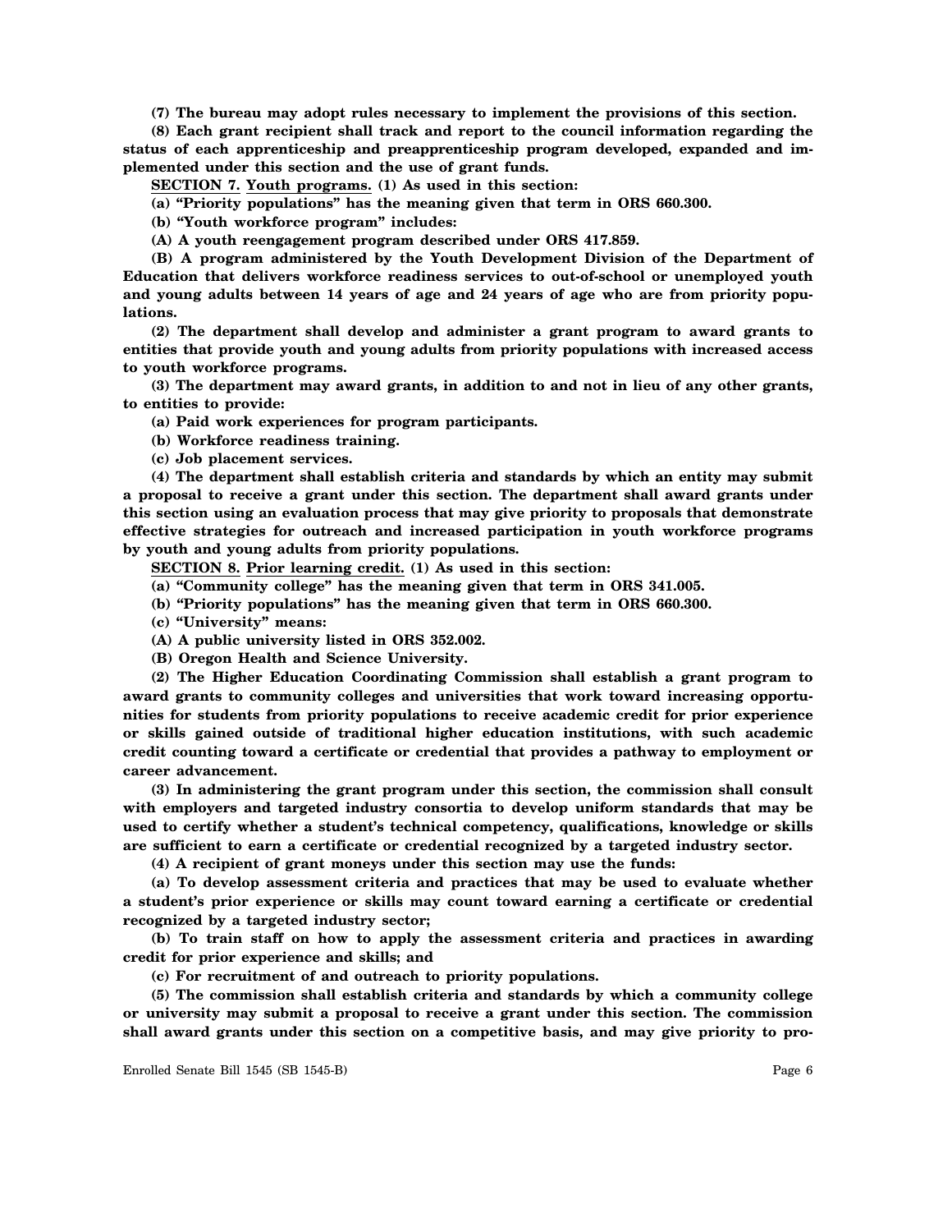**(7) The bureau may adopt rules necessary to implement the provisions of this section.**

**(8) Each grant recipient shall track and report to the council information regarding the status of each apprenticeship and preapprenticeship program developed, expanded and implemented under this section and the use of grant funds.**

**SECTION 7. Youth programs. (1) As used in this section:**

**(a) "Priority populations" has the meaning given that term in ORS 660.300.**

**(b) "Youth workforce program" includes:**

**(A) A youth reengagement program described under ORS 417.859.**

**(B) A program administered by the Youth Development Division of the Department of Education that delivers workforce readiness services to out-of-school or unemployed youth and young adults between 14 years of age and 24 years of age who are from priority populations.**

**(2) The department shall develop and administer a grant program to award grants to entities that provide youth and young adults from priority populations with increased access to youth workforce programs.**

**(3) The department may award grants, in addition to and not in lieu of any other grants, to entities to provide:**

**(a) Paid work experiences for program participants.**

**(b) Workforce readiness training.**

**(c) Job placement services.**

**(4) The department shall establish criteria and standards by which an entity may submit a proposal to receive a grant under this section. The department shall award grants under this section using an evaluation process that may give priority to proposals that demonstrate effective strategies for outreach and increased participation in youth workforce programs by youth and young adults from priority populations.**

**SECTION 8. Prior learning credit. (1) As used in this section:**

**(a) "Community college" has the meaning given that term in ORS 341.005.**

**(b) "Priority populations" has the meaning given that term in ORS 660.300.**

**(c) "University" means:**

**(A) A public university listed in ORS 352.002.**

**(B) Oregon Health and Science University.**

**(2) The Higher Education Coordinating Commission shall establish a grant program to award grants to community colleges and universities that work toward increasing opportunities for students from priority populations to receive academic credit for prior experience or skills gained outside of traditional higher education institutions, with such academic credit counting toward a certificate or credential that provides a pathway to employment or career advancement.**

**(3) In administering the grant program under this section, the commission shall consult with employers and targeted industry consortia to develop uniform standards that may be used to certify whether a student's technical competency, qualifications, knowledge or skills are sufficient to earn a certificate or credential recognized by a targeted industry sector.**

**(4) A recipient of grant moneys under this section may use the funds:**

**(a) To develop assessment criteria and practices that may be used to evaluate whether a student's prior experience or skills may count toward earning a certificate or credential recognized by a targeted industry sector;**

**(b) To train staff on how to apply the assessment criteria and practices in awarding credit for prior experience and skills; and**

**(c) For recruitment of and outreach to priority populations.**

**(5) The commission shall establish criteria and standards by which a community college or university may submit a proposal to receive a grant under this section. The commission shall award grants under this section on a competitive basis, and may give priority to pro-**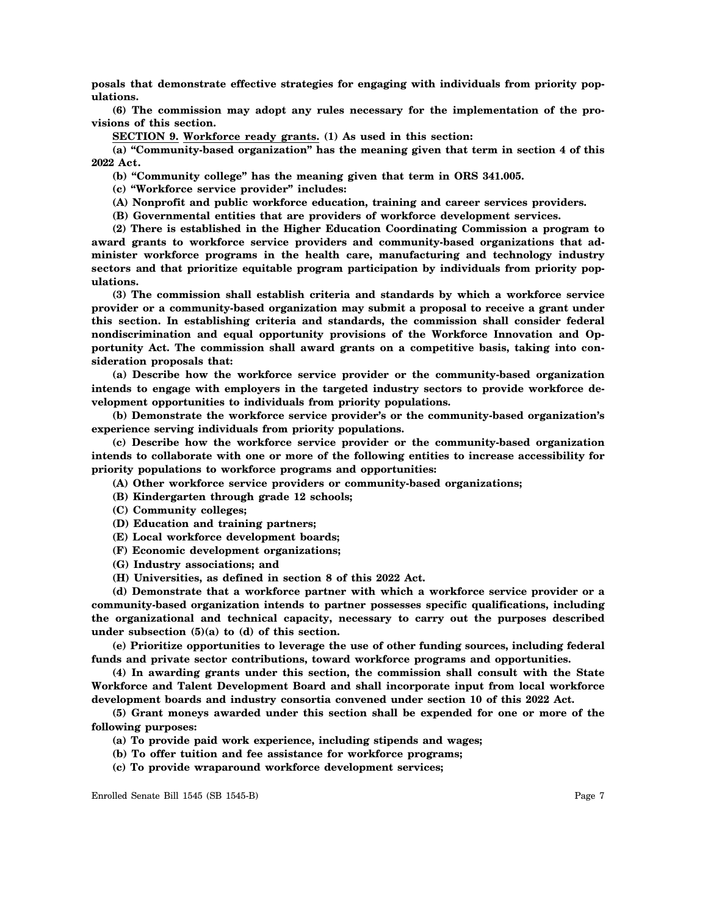**posals that demonstrate effective strategies for engaging with individuals from priority populations.**

**(6) The commission may adopt any rules necessary for the implementation of the provisions of this section.**

**SECTION 9. Workforce ready grants. (1) As used in this section:**

**(a) "Community-based organization" has the meaning given that term in section 4 of this 2022 Act.**

**(b) "Community college" has the meaning given that term in ORS 341.005.**

**(c) "Workforce service provider" includes:**

**(A) Nonprofit and public workforce education, training and career services providers.**

**(B) Governmental entities that are providers of workforce development services.**

**(2) There is established in the Higher Education Coordinating Commission a program to award grants to workforce service providers and community-based organizations that administer workforce programs in the health care, manufacturing and technology industry sectors and that prioritize equitable program participation by individuals from priority populations.**

**(3) The commission shall establish criteria and standards by which a workforce service provider or a community-based organization may submit a proposal to receive a grant under this section. In establishing criteria and standards, the commission shall consider federal nondiscrimination and equal opportunity provisions of the Workforce Innovation and Opportunity Act. The commission shall award grants on a competitive basis, taking into consideration proposals that:**

**(a) Describe how the workforce service provider or the community-based organization intends to engage with employers in the targeted industry sectors to provide workforce development opportunities to individuals from priority populations.**

**(b) Demonstrate the workforce service provider's or the community-based organization's experience serving individuals from priority populations.**

**(c) Describe how the workforce service provider or the community-based organization intends to collaborate with one or more of the following entities to increase accessibility for priority populations to workforce programs and opportunities:**

**(A) Other workforce service providers or community-based organizations;**

**(B) Kindergarten through grade 12 schools;**

**(C) Community colleges;**

**(D) Education and training partners;**

**(E) Local workforce development boards;**

**(F) Economic development organizations;**

**(G) Industry associations; and**

**(H) Universities, as defined in section 8 of this 2022 Act.**

**(d) Demonstrate that a workforce partner with which a workforce service provider or a community-based organization intends to partner possesses specific qualifications, including the organizational and technical capacity, necessary to carry out the purposes described under subsection (5)(a) to (d) of this section.**

**(e) Prioritize opportunities to leverage the use of other funding sources, including federal funds and private sector contributions, toward workforce programs and opportunities.**

**(4) In awarding grants under this section, the commission shall consult with the State Workforce and Talent Development Board and shall incorporate input from local workforce development boards and industry consortia convened under section 10 of this 2022 Act.**

**(5) Grant moneys awarded under this section shall be expended for one or more of the following purposes:**

**(a) To provide paid work experience, including stipends and wages;**

**(b) To offer tuition and fee assistance for workforce programs;**

**(c) To provide wraparound workforce development services;**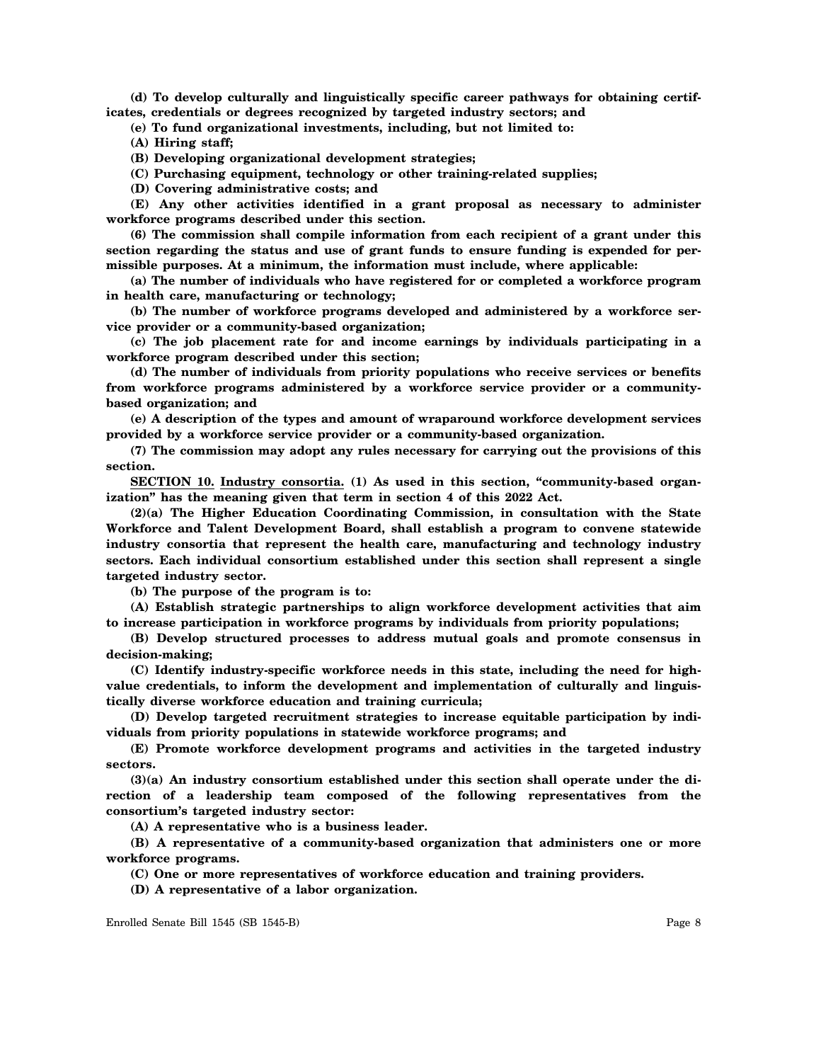**(d) To develop culturally and linguistically specific career pathways for obtaining certificates, credentials or degrees recognized by targeted industry sectors; and**

**(e) To fund organizational investments, including, but not limited to:**

**(A) Hiring staff;**

**(B) Developing organizational development strategies;**

**(C) Purchasing equipment, technology or other training-related supplies;**

**(D) Covering administrative costs; and**

**(E) Any other activities identified in a grant proposal as necessary to administer workforce programs described under this section.**

**(6) The commission shall compile information from each recipient of a grant under this section regarding the status and use of grant funds to ensure funding is expended for permissible purposes. At a minimum, the information must include, where applicable:**

**(a) The number of individuals who have registered for or completed a workforce program in health care, manufacturing or technology;**

**(b) The number of workforce programs developed and administered by a workforce service provider or a community-based organization;**

**(c) The job placement rate for and income earnings by individuals participating in a workforce program described under this section;**

**(d) The number of individuals from priority populations who receive services or benefits from workforce programs administered by a workforce service provider or a community-based organization; and**

**(e) A description of the types and amount of wraparound workforce development services provided by a workforce service provider or a community-based organization.**

**(7) The commission may adopt any rules necessary for carrying out the provisions of this section.**

**SECTION 10. Industry consortia. (1) As used in this section, "community-based organization" has the meaning given that term in section 4 of this 2022 Act.**

**(2)(a) The Higher Education Coordinating Commission, in consultation with the State Workforce and Talent Development Board, shall establish a program to convene statewide industry consortia that represent the health care, manufacturing and technology industry sectors. Each individual consortium established under this section shall represent a single targeted industry sector.**

**(b) The purpose of the program is to:**

**(A) Establish strategic partnerships to align workforce development activities that aim to increase participation in workforce programs by individuals from priority populations;**

**(B) Develop structured processes to address mutual goals and promote consensus in decision-making;**

**(C) Identify industry-specific workforce needs in this state, including the need for high-value credentials, to inform the development and implementation of culturally and linguistically diverse workforce education and training curricula;**

**(D) Develop targeted recruitment strategies to increase equitable participation by individuals from priority populations in statewide workforce programs; and**

**(E) Promote workforce development programs and activities in the targeted industry sectors.**

**(3)(a) An industry consortium established under this section shall operate under the direction of a leadership team composed of the following representatives from the consortium's targeted industry sector:**

**(A) A representative who is a business leader.**

**(B) A representative of a community-based organization that administers one or more workforce programs.**

**(C) One or more representatives of workforce education and training providers.**

**(D) A representative of a labor organization.**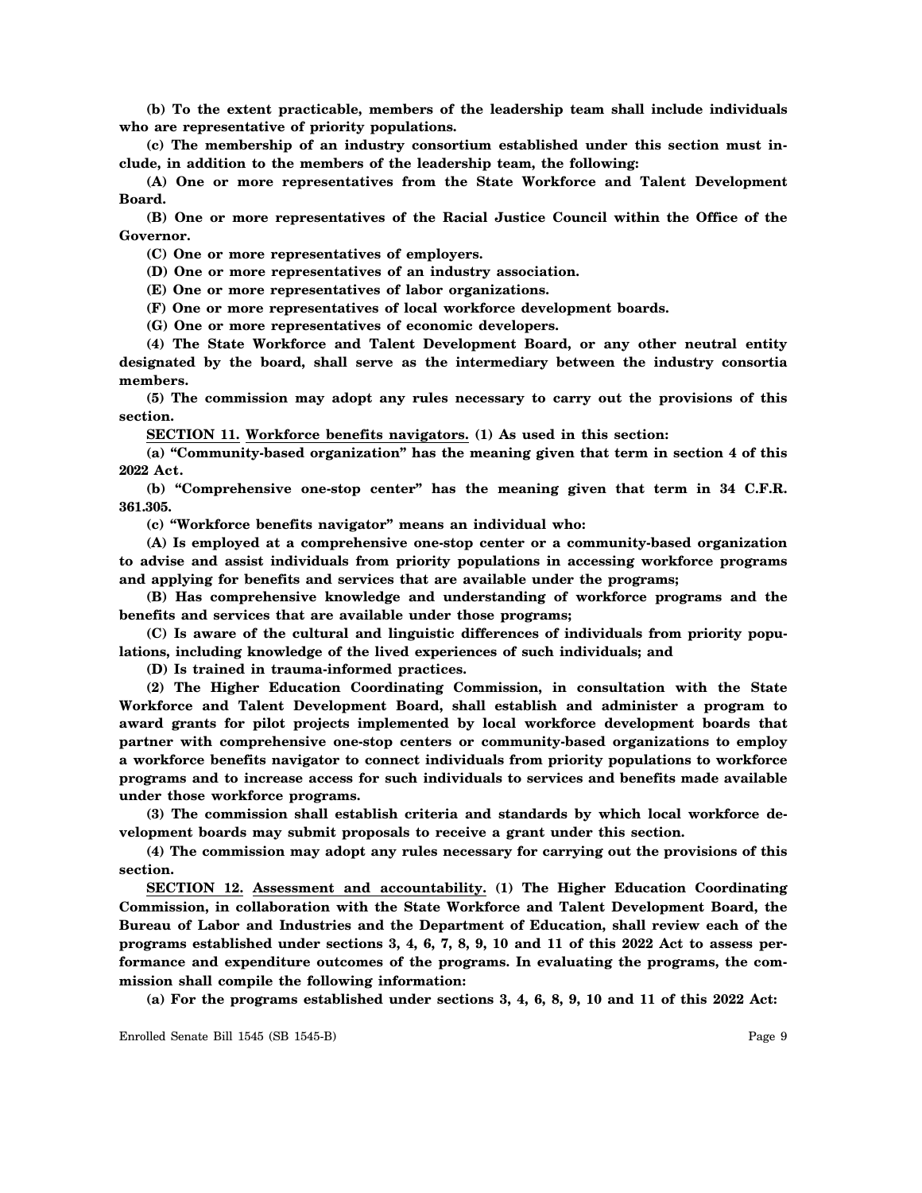**(b) To the extent practicable, members of the leadership team shall include individuals who are representative of priority populations.**

**(c) The membership of an industry consortium established under this section must include, in addition to the members of the leadership team, the following:**

**(A) One or more representatives from the State Workforce and Talent Development Board.**

**(B) One or more representatives of the Racial Justice Council within the Office of the Governor.**

**(C) One or more representatives of employers.**

**(D) One or more representatives of an industry association.**

**(E) One or more representatives of labor organizations.**

**(F) One or more representatives of local workforce development boards.**

**(G) One or more representatives of economic developers.**

**(4) The State Workforce and Talent Development Board, or any other neutral entity designated by the board, shall serve as the intermediary between the industry consortia members.**

**(5) The commission may adopt any rules necessary to carry out the provisions of this section.**

**SECTION 11. Workforce benefits navigators. (1) As used in this section:**

**(a) "Community-based organization" has the meaning given that term in section 4 of this 2022 Act.**

**(b) "Comprehensive one-stop center" has the meaning given that term in 34 C.F.R. 361.305.**

**(c) "Workforce benefits navigator" means an individual who:**

**(A) Is employed at a comprehensive one-stop center or a community-based organization to advise and assist individuals from priority populations in accessing workforce programs and applying for benefits and services that are available under the programs;**

**(B) Has comprehensive knowledge and understanding of workforce programs and the benefits and services that are available under those programs;**

**(C) Is aware of the cultural and linguistic differences of individuals from priority populations, including knowledge of the lived experiences of such individuals; and**

**(D) Is trained in trauma-informed practices.**

**(2) The Higher Education Coordinating Commission, in consultation with the State Workforce and Talent Development Board, shall establish and administer a program to award grants for pilot projects implemented by local workforce development boards that partner with comprehensive one-stop centers or community-based organizations to employ a workforce benefits navigator to connect individuals from priority populations to workforce programs and to increase access for such individuals to services and benefits made available under those workforce programs.**

**(3) The commission shall establish criteria and standards by which local workforce development boards may submit proposals to receive a grant under this section.**

**(4) The commission may adopt any rules necessary for carrying out the provisions of this section.**

**SECTION 12. Assessment and accountability. (1) The Higher Education Coordinating Commission, in collaboration with the State Workforce and Talent Development Board, the Bureau of Labor and Industries and the Department of Education, shall review each of the programs established under sections 3, 4, 6, 7, 8, 9, 10 and 11 of this 2022 Act to assess performance and expenditure outcomes of the programs. In evaluating the programs, the commission shall compile the following information:**

**(a) For the programs established under sections 3, 4, 6, 8, 9, 10 and 11 of this 2022 Act:**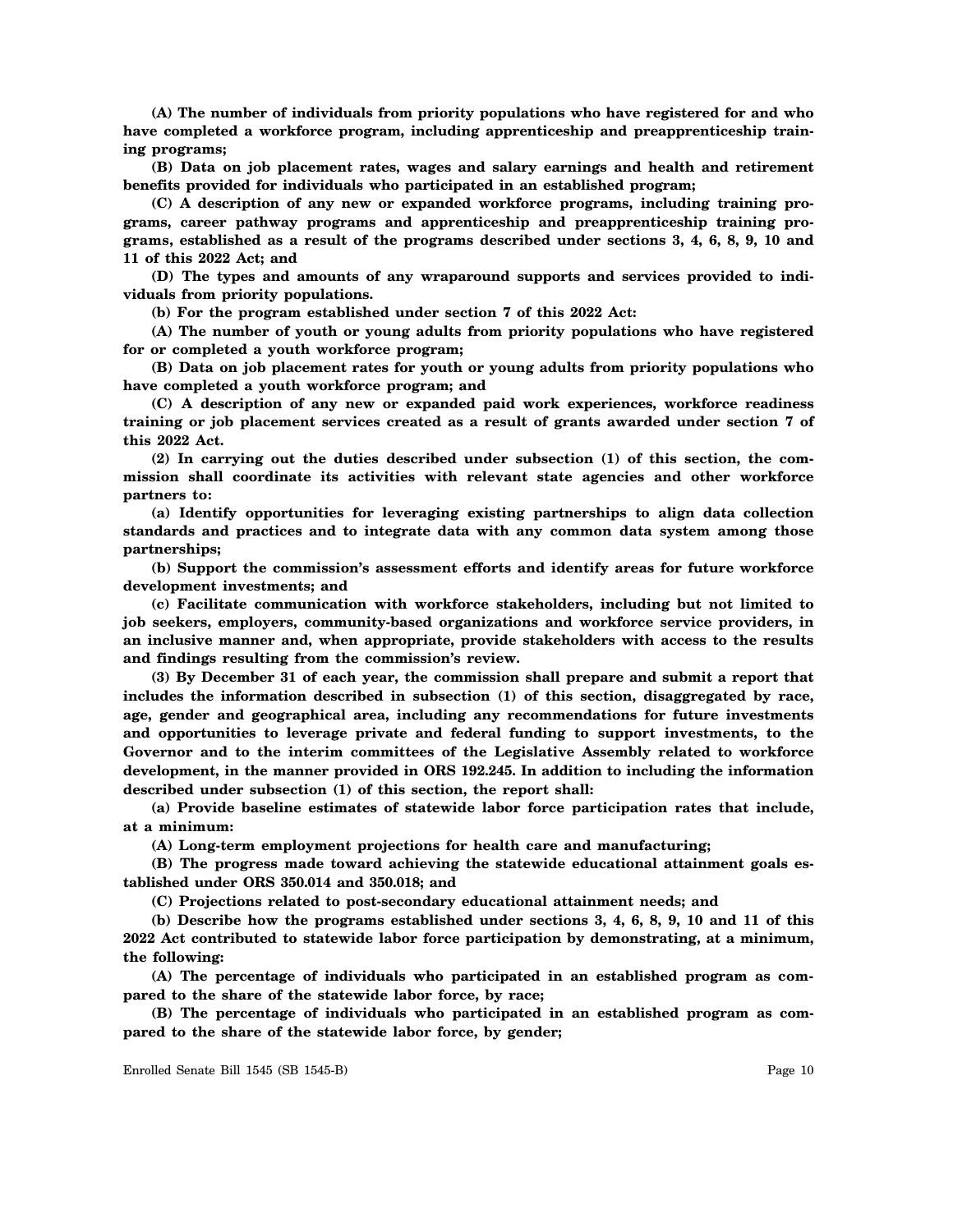**(A) The number of individuals from priority populations who have registered for and who have completed a workforce program, including apprenticeship and preapprenticeship training programs;**

**(B) Data on job placement rates, wages and salary earnings and health and retirement benefits provided for individuals who participated in an established program;**

**(C) A description of any new or expanded workforce programs, including training programs, career pathway programs and apprenticeship and preapprenticeship training programs, established as a result of the programs described under sections 3, 4, 6, 8, 9, 10 and 11 of this 2022 Act; and**

**(D) The types and amounts of any wraparound supports and services provided to individuals from priority populations.**

**(b) For the program established under section 7 of this 2022 Act:**

**(A) The number of youth or young adults from priority populations who have registered for or completed a youth workforce program;**

**(B) Data on job placement rates for youth or young adults from priority populations who have completed a youth workforce program; and**

**(C) A description of any new or expanded paid work experiences, workforce readiness training or job placement services created as a result of grants awarded under section 7 of this 2022 Act.**

**(2) In carrying out the duties described under subsection (1) of this section, the commission shall coordinate its activities with relevant state agencies and other workforce partners to:**

**(a) Identify opportunities for leveraging existing partnerships to align data collection standards and practices and to integrate data with any common data system among those partnerships;**

**(b) Support the commission's assessment efforts and identify areas for future workforce development investments; and**

**(c) Facilitate communication with workforce stakeholders, including but not limited to job seekers, employers, community-based organizations and workforce service providers, in an inclusive manner and, when appropriate, provide stakeholders with access to the results and findings resulting from the commission's review.**

**(3) By December 31 of each year, the commission shall prepare and submit a report that includes the information described in subsection (1) of this section, disaggregated by race, age, gender and geographical area, including any recommendations for future investments and opportunities to leverage private and federal funding to support investments, to the Governor and to the interim committees of the Legislative Assembly related to workforce development, in the manner provided in ORS 192.245. In addition to including the information described under subsection (1) of this section, the report shall:**

**(a) Provide baseline estimates of statewide labor force participation rates that include, at a minimum:**

**(A) Long-term employment projections for health care and manufacturing;**

**(B) The progress made toward achieving the statewide educational attainment goals established under ORS 350.014 and 350.018; and**

**(C) Projections related to post-secondary educational attainment needs; and**

**(b) Describe how the programs established under sections 3, 4, 6, 8, 9, 10 and 11 of this 2022 Act contributed to statewide labor force participation by demonstrating, at a minimum, the following:**

**(A) The percentage of individuals who participated in an established program as compared to the share of the statewide labor force, by race;**

**(B) The percentage of individuals who participated in an established program as compared to the share of the statewide labor force, by gender;**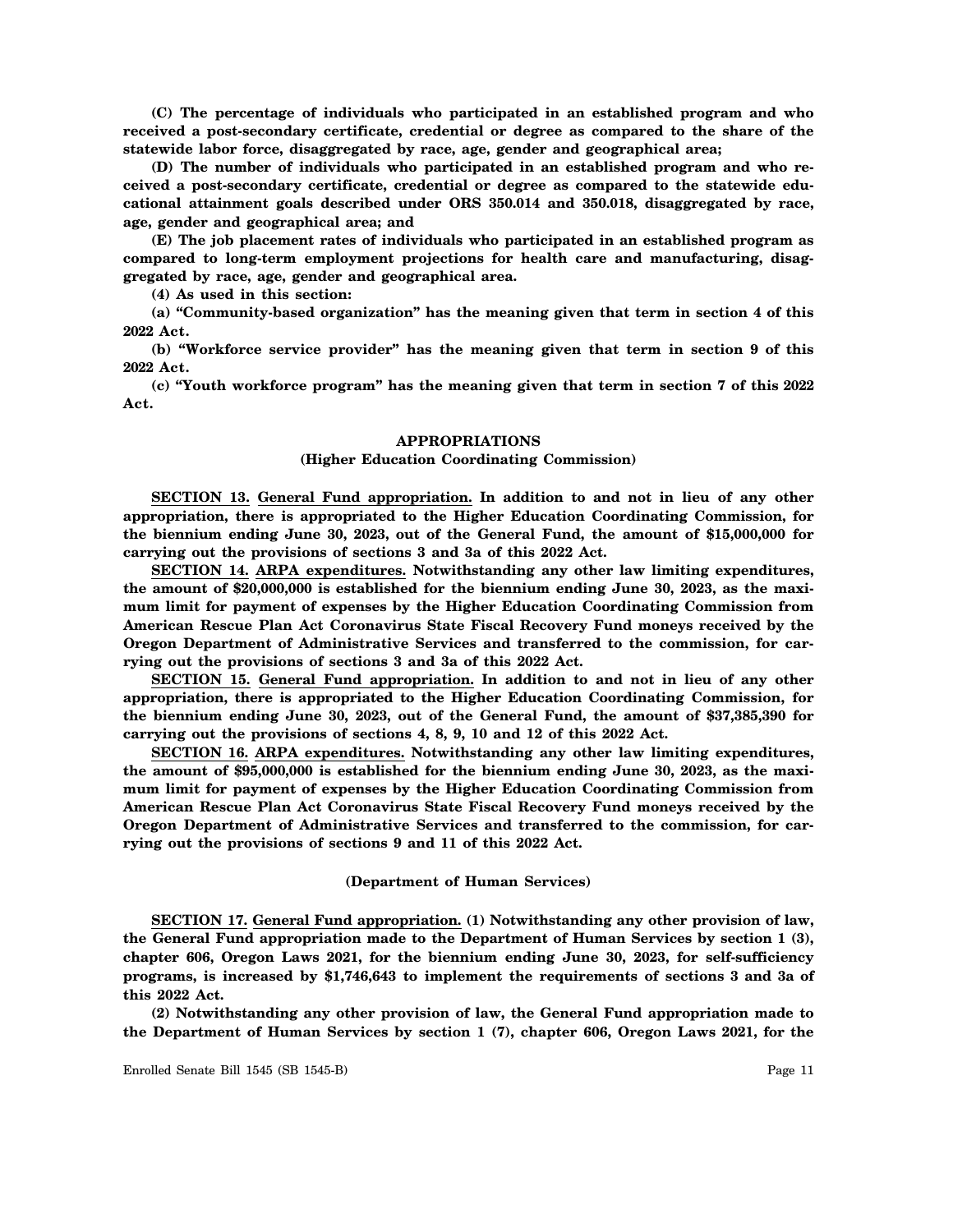**(C) The percentage of individuals who participated in an established program and who received a post-secondary certificate, credential or degree as compared to the share of the statewide labor force, disaggregated by race, age, gender and geographical area;**

**(D) The number of individuals who participated in an established program and who received a post-secondary certificate, credential or degree as compared to the statewide educational attainment goals described under ORS 350.014 and 350.018, disaggregated by race, age, gender and geographical area; and**

**(E) The job placement rates of individuals who participated in an established program as compared to long-term employment projections for health care and manufacturing, disaggregated by race, age, gender and geographical area.**

**(4) As used in this section:**

**(a) "Community-based organization" has the meaning given that term in section 4 of this 2022 Act.**

**(b) "Workforce service provider" has the meaning given that term in section 9 of this 2022 Act.**

**(c) "Youth workforce program" has the meaning given that term in section 7 of this 2022 Act.**

## APPROPRIATIONS

### (Higher Education Coordinating Commission)

**SECTION 13. General Fund appropriation. In addition to and not in lieu of any other appropriation, there is appropriated to the Higher Education Coordinating Commission, for the biennium ending June 30, 2023, out of the General Fund, the amount of $15,000,000 for carrying out the provisions of sections 3 and 3a of this 2022 Act.**

**SECTION 14. ARPA expenditures. Notwithstanding any other law limiting expenditures, the amount of $20,000,000 is established for the biennium ending June 30, 2023, as the maximum limit for payment of expenses by the Higher Education Coordinating Commission from American Rescue Plan Act Coronavirus State Fiscal Recovery Fund moneys received by the Oregon Department of Administrative Services and transferred to the commission, for carrying out the provisions of sections 3 and 3a of this 2022 Act.**

**SECTION 15. General Fund appropriation. In addition to and not in lieu of any other appropriation, there is appropriated to the Higher Education Coordinating Commission, for the biennium ending June 30, 2023, out of the General Fund, the amount of $37,385,390 for carrying out the provisions of sections 4, 8, 9, 10 and 12 of this 2022 Act.**

**SECTION 16. ARPA expenditures. Notwithstanding any other law limiting expenditures, the amount of $95,000,000 is established for the biennium ending June 30, 2023, as the maximum limit for payment of expenses by the Higher Education Coordinating Commission from American Rescue Plan Act Coronavirus State Fiscal Recovery Fund moneys received by the Oregon Department of Administrative Services and transferred to the commission, for carrying out the provisions of sections 9 and 11 of this 2022 Act.**

### (Department of Human Services)

**SECTION 17. General Fund appropriation. (1) Notwithstanding any other provision of law, the General Fund appropriation made to the Department of Human Services by section 1 (3), chapter 606, Oregon Laws 2021, for the biennium ending June 30, 2023, for self-sufficiency programs, is increased by $1,746,643 to implement the requirements of sections 3 and 3a of this 2022 Act.**

**(2) Notwithstanding any other provision of law, the General Fund appropriation made to the Department of Human Services by section 1 (7), chapter 606, Oregon Laws 2021, for the**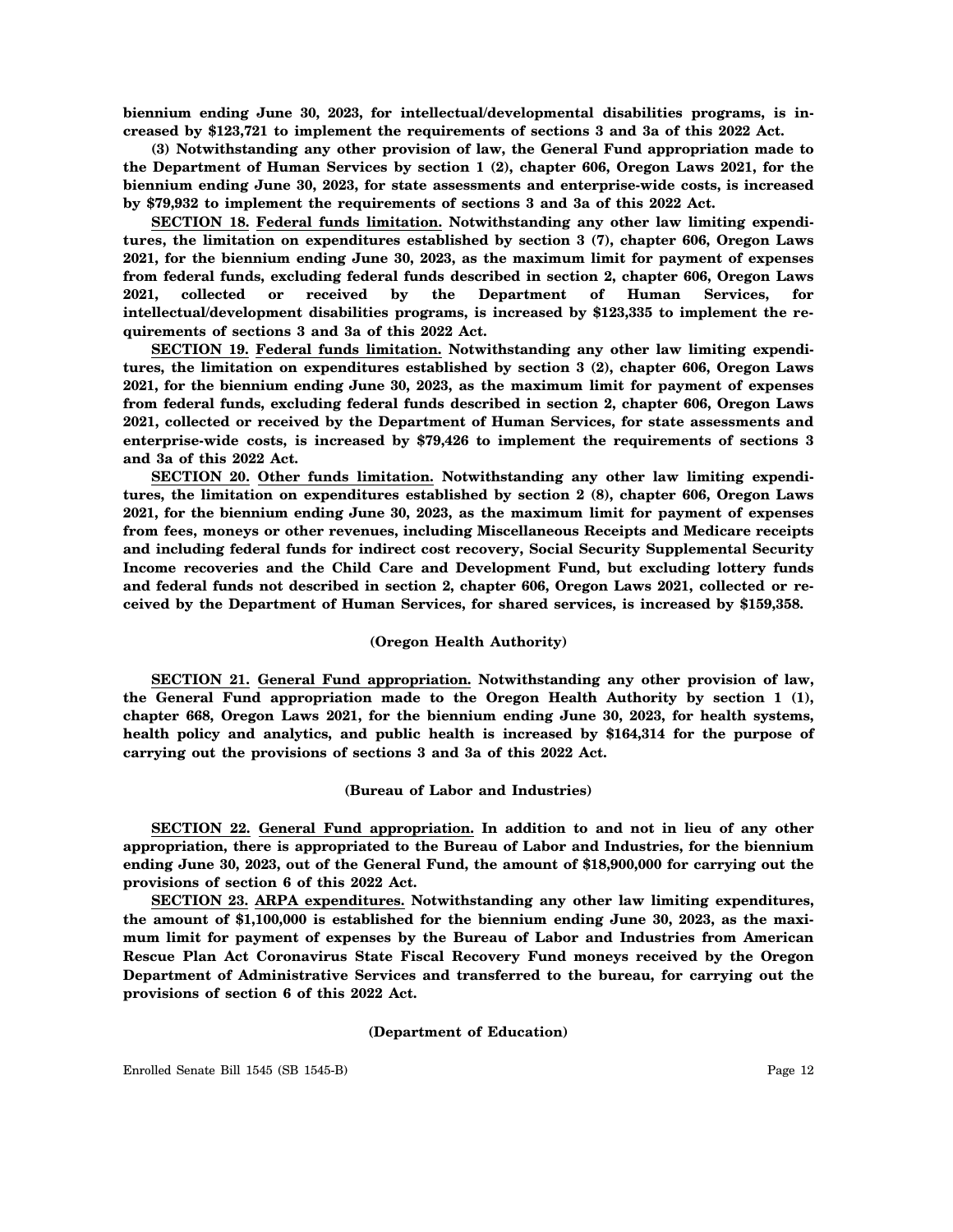**biennium ending June 30, 2023, for intellectual/developmental disabilities programs, is increased by $123,721 to implement the requirements of sections 3 and 3a of this 2022 Act.**

**(3) Notwithstanding any other provision of law, the General Fund appropriation made to the Department of Human Services by section 1 (2), chapter 606, Oregon Laws 2021, for the biennium ending June 30, 2023, for state assessments and enterprise-wide costs, is increased by $79,932 to implement the requirements of sections 3 and 3a of this 2022 Act.**

**SECTION 18. Federal funds limitation. Notwithstanding any other law limiting expenditures, the limitation on expenditures established by section 3 (7), chapter 606, Oregon Laws 2021, for the biennium ending June 30, 2023, as the maximum limit for payment of expenses from federal funds, excluding federal funds described in section 2, chapter 606, Oregon Laws 2021, collected or received by the Department of Human Services, for intellectual/development disabilities programs, is increased by $123,335 to implement the requirements of sections 3 and 3a of this 2022 Act.**

**SECTION 19. Federal funds limitation. Notwithstanding any other law limiting expenditures, the limitation on expenditures established by section 3 (2), chapter 606, Oregon Laws 2021, for the biennium ending June 30, 2023, as the maximum limit for payment of expenses from federal funds, excluding federal funds described in section 2, chapter 606, Oregon Laws 2021, collected or received by the Department of Human Services, for state assessments and enterprise-wide costs, is increased by $79,426 to implement the requirements of sections 3 and 3a of this 2022 Act.**

**SECTION 20. Other funds limitation. Notwithstanding any other law limiting expenditures, the limitation on expenditures established by section 2 (8), chapter 606, Oregon Laws 2021, for the biennium ending June 30, 2023, as the maximum limit for payment of expenses from fees, moneys or other revenues, including Miscellaneous Receipts and Medicare receipts and including federal funds for indirect cost recovery, Social Security Supplemental Security Income recoveries and the Child Care and Development Fund, but excluding lottery funds and federal funds not described in section 2, chapter 606, Oregon Laws 2021, collected or received by the Department of Human Services, for shared services, is increased by $159,358.**

**(Oregon Health Authority)**

**SECTION 21. General Fund appropriation. Notwithstanding any other provision of law, the General Fund appropriation made to the Oregon Health Authority by section 1 (1), chapter 668, Oregon Laws 2021, for the biennium ending June 30, 2023, for health systems, health policy and analytics, and public health is increased by $164,314 for the purpose of carrying out the provisions of sections 3 and 3a of this 2022 Act.**

**(Bureau of Labor and Industries)**

**SECTION 22. General Fund appropriation. In addition to and not in lieu of any other appropriation, there is appropriated to the Bureau of Labor and Industries, for the biennium ending June 30, 2023, out of the General Fund, the amount of $18,900,000 for carrying out the provisions of section 6 of this 2022 Act.**

**SECTION 23. ARPA expenditures. Notwithstanding any other law limiting expenditures, the amount of $1,100,000 is established for the biennium ending June 30, 2023, as the maximum limit for payment of expenses by the Bureau of Labor and Industries from American Rescue Plan Act Coronavirus State Fiscal Recovery Fund moneys received by the Oregon Department of Administrative Services and transferred to the bureau, for carrying out the provisions of section 6 of this 2022 Act.**

**(Department of Education)**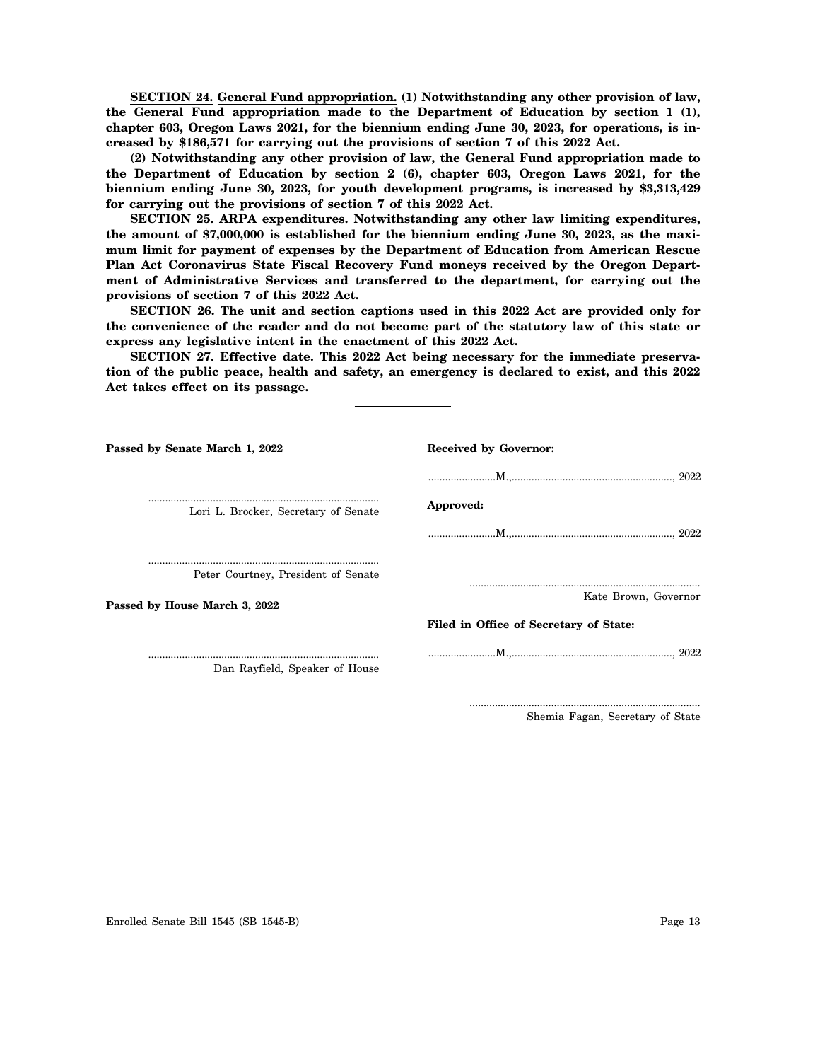**SECTION 24. General Fund appropriation. (1) Notwithstanding any other provision of law, the General Fund appropriation made to the Department of Education by section 1 (1), chapter 603, Oregon Laws 2021, for the biennium ending June 30, 2023, for operations, is increased by $186,571 for carrying out the provisions of section 7 of this 2022 Act.**

**(2) Notwithstanding any other provision of law, the General Fund appropriation made to the Department of Education by section 2 (6), chapter 603, Oregon Laws 2021, for the biennium ending June 30, 2023, for youth development programs, is increased by $3,313,429 for carrying out the provisions of section 7 of this 2022 Act.**

**SECTION 25. ARPA expenditures. Notwithstanding any other law limiting expenditures, the amount of $7,000,000 is established for the biennium ending June 30, 2023, as the maximum limit for payment of expenses by the Department of Education from American Rescue Plan Act Coronavirus State Fiscal Recovery Fund moneys received by the Oregon Department of Administrative Services and transferred to the department, for carrying out the provisions of section 7 of this 2022 Act.**

**SECTION 26. The unit and section captions used in this 2022 Act are provided only for the convenience of the reader and do not become part of the statutory law of this state or express any legislative intent in the enactment of this 2022 Act.**

**SECTION 27. Effective date. This 2022 Act being necessary for the immediate preservation of the public peace, health and safety, an emergency is declared to exist, and this 2022 Act takes effect on its passage.**

---

**Passed by Senate March 1, 2022**

..................................................................................
Lori L. Brocker, Secretary of Senate

..................................................................................
Peter Courtney, President of Senate

**Passed by House March 3, 2022**

..................................................................................
Dan Rayfield, Speaker of House

**Received by Governor:**

........................M.,........................................................., 2022

**Approved:**

........................M.,........................................................., 2022

..................................................................................
Kate Brown, Governor

**Filed in Office of Secretary of State:**

........................M.,........................................................., 2022

..................................................................................
Shemia Fagan, Secretary of State

Enrolled Senate Bill 1545 (SB 1545-B)